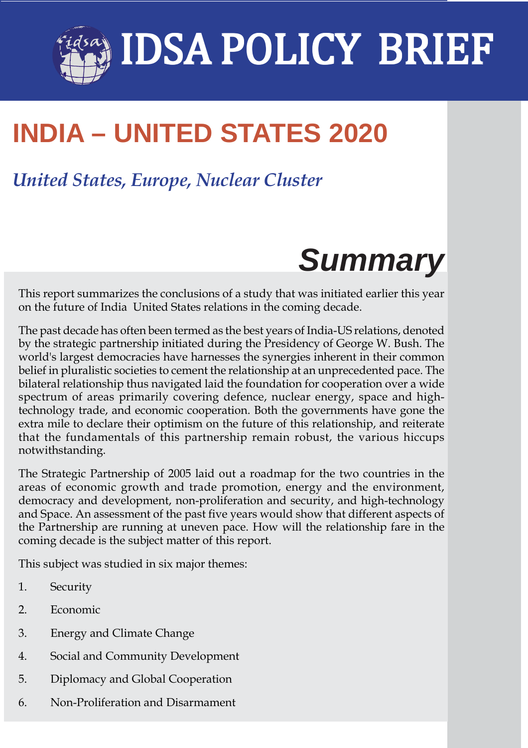# IDSA POLICY BRIEF

# INDIA – UNITED STATES 2020

## *United States, Europe, Nuclear Cluster*

## Summary

This report summarizes the conclusions of a study that was initiated earlier this year on the future of India  United States relations in the coming decade.

The past decade has often been termed as the best years of India-US relations, denoted by the strategic partnership initiated during the Presidency of George W. Bush. The world's largest democracies have harnesses the synergies inherent in their common belief in pluralistic societies to cement the relationship at an unprecedented pace. The bilateral relationship thus navigated laid the foundation for cooperation over a wide spectrum of areas primarily covering defence, nuclear energy, space and high-technology trade, and economic cooperation. Both the governments have gone the extra mile to declare their optimism on the future of this relationship, and reiterate that the fundamentals of this partnership remain robust, the various hiccups notwithstanding.

The Strategic Partnership of 2005 laid out a roadmap for the two countries in the areas of economic growth and trade promotion, energy and the environment, democracy and development, non-proliferation and security, and high-technology and Space. An assessment of the past five years would show that different aspects of the Partnership are running at uneven pace. How will the relationship fare in the coming decade is the subject matter of this report.

This subject was studied in six major themes:

1. Security
2. Economic
3. Energy and Climate Change
4. Social and Community Development
5. Diplomacy and Global Cooperation
6. Non-Proliferation and Disarmament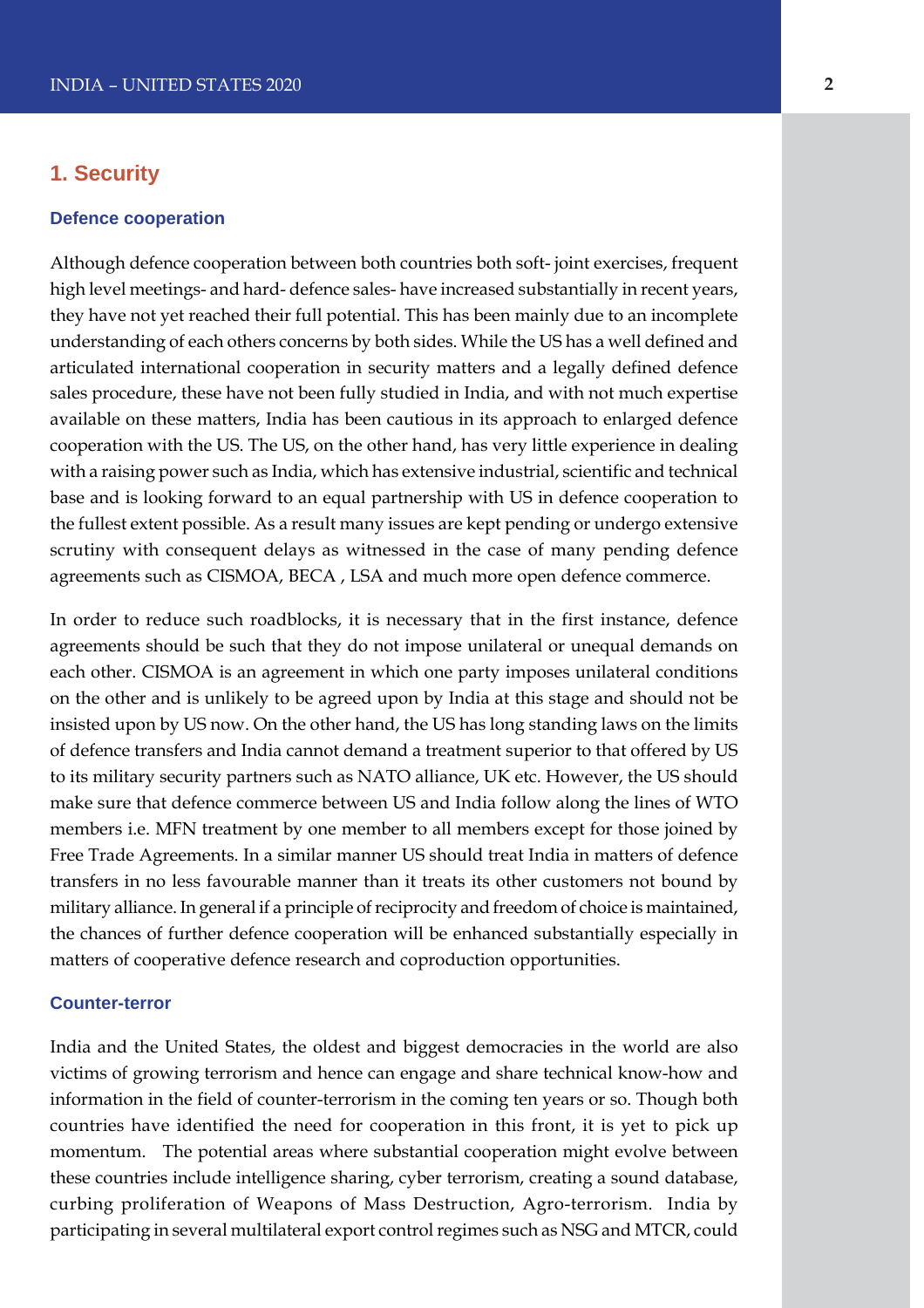## 1. Security

### Defence cooperation

Although defence cooperation between both countries both soft- joint exercises, frequent high level meetings- and hard- defence sales- have increased substantially in recent years, they have not yet reached their full potential. This has been mainly due to an incomplete understanding of each others concerns by both sides. While the US has a well defined and articulated international cooperation in security matters and a legally defined defence sales procedure, these have not been fully studied in India, and with not much expertise available on these matters, India has been cautious in its approach to enlarged defence cooperation with the US. The US, on the other hand, has very little experience in dealing with a raising power such as India, which has extensive industrial, scientific and technical base and is looking forward to an equal partnership with US in defence cooperation to the fullest extent possible. As a result many issues are kept pending or undergo extensive scrutiny with consequent delays as witnessed in the case of many pending defence agreements such as CISMOA, BECA , LSA and much more open defence commerce.

In order to reduce such roadblocks, it is necessary that in the first instance, defence agreements should be such that they do not impose unilateral or unequal demands on each other. CISMOA is an agreement in which one party imposes unilateral conditions on the other and is unlikely to be agreed upon by India at this stage and should not be insisted upon by US now. On the other hand, the US has long standing laws on the limits of defence transfers and India cannot demand a treatment superior to that offered by US to its military security partners such as NATO alliance, UK etc. However, the US should make sure that defence commerce between US and India follow along the lines of WTO members i.e. MFN treatment by one member to all members except for those joined by Free Trade Agreements. In a similar manner US should treat India in matters of defence transfers in no less favourable manner than it treats its other customers not bound by military alliance. In general if a principle of reciprocity and freedom of choice is maintained, the chances of further defence cooperation will be enhanced substantially especially in matters of cooperative defence research and coproduction opportunities.

### Counter-terror

India and the United States, the oldest and biggest democracies in the world are also victims of growing terrorism and hence can engage and share technical know-how and information in the field of counter-terrorism in the coming ten years or so. Though both countries have identified the need for cooperation in this front, it is yet to pick up momentum. The potential areas where substantial cooperation might evolve between these countries include intelligence sharing, cyber terrorism, creating a sound database, curbing proliferation of Weapons of Mass Destruction, Agro-terrorism. India by participating in several multilateral export control regimes such as NSG and MTCR, could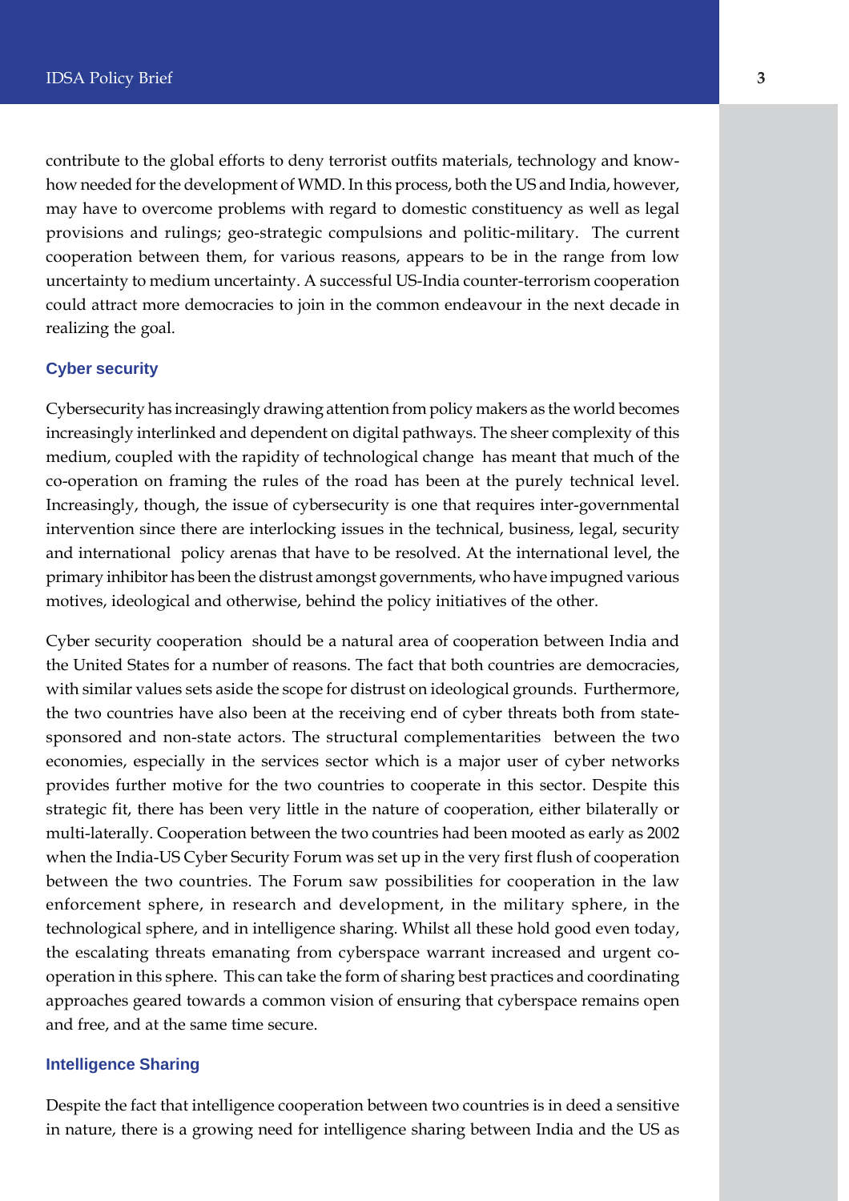contribute to the global efforts to deny terrorist outfits materials, technology and know-how needed for the development of WMD. In this process, both the US and India, however, may have to overcome problems with regard to domestic constituency as well as legal provisions and rulings; geo-strategic compulsions and politic-military. The current cooperation between them, for various reasons, appears to be in the range from low uncertainty to medium uncertainty. A successful US-India counter-terrorism cooperation could attract more democracies to join in the common endeavour in the next decade in realizing the goal.

### Cyber security

Cybersecurity has increasingly drawing attention from policy makers as the world becomes increasingly interlinked and dependent on digital pathways. The sheer complexity of this medium, coupled with the rapidity of technological change has meant that much of the co-operation on framing the rules of the road has been at the purely technical level. Increasingly, though, the issue of cybersecurity is one that requires inter-governmental intervention since there are interlocking issues in the technical, business, legal, security and international policy arenas that have to be resolved. At the international level, the primary inhibitor has been the distrust amongst governments, who have impugned various motives, ideological and otherwise, behind the policy initiatives of the other.

Cyber security cooperation should be a natural area of cooperation between India and the United States for a number of reasons. The fact that both countries are democracies, with similar values sets aside the scope for distrust on ideological grounds. Furthermore, the two countries have also been at the receiving end of cyber threats both from state-sponsored and non-state actors. The structural complementarities between the two economies, especially in the services sector which is a major user of cyber networks provides further motive for the two countries to cooperate in this sector. Despite this strategic fit, there has been very little in the nature of cooperation, either bilaterally or multi-laterally. Cooperation between the two countries had been mooted as early as 2002 when the India-US Cyber Security Forum was set up in the very first flush of cooperation between the two countries. The Forum saw possibilities for cooperation in the law enforcement sphere, in research and development, in the military sphere, in the technological sphere, and in intelligence sharing. Whilst all these hold good even today, the escalating threats emanating from cyberspace warrant increased and urgent co-operation in this sphere. This can take the form of sharing best practices and coordinating approaches geared towards a common vision of ensuring that cyberspace remains open and free, and at the same time secure.

### Intelligence Sharing

Despite the fact that intelligence cooperation between two countries is in deed a sensitive in nature, there is a growing need for intelligence sharing between India and the US as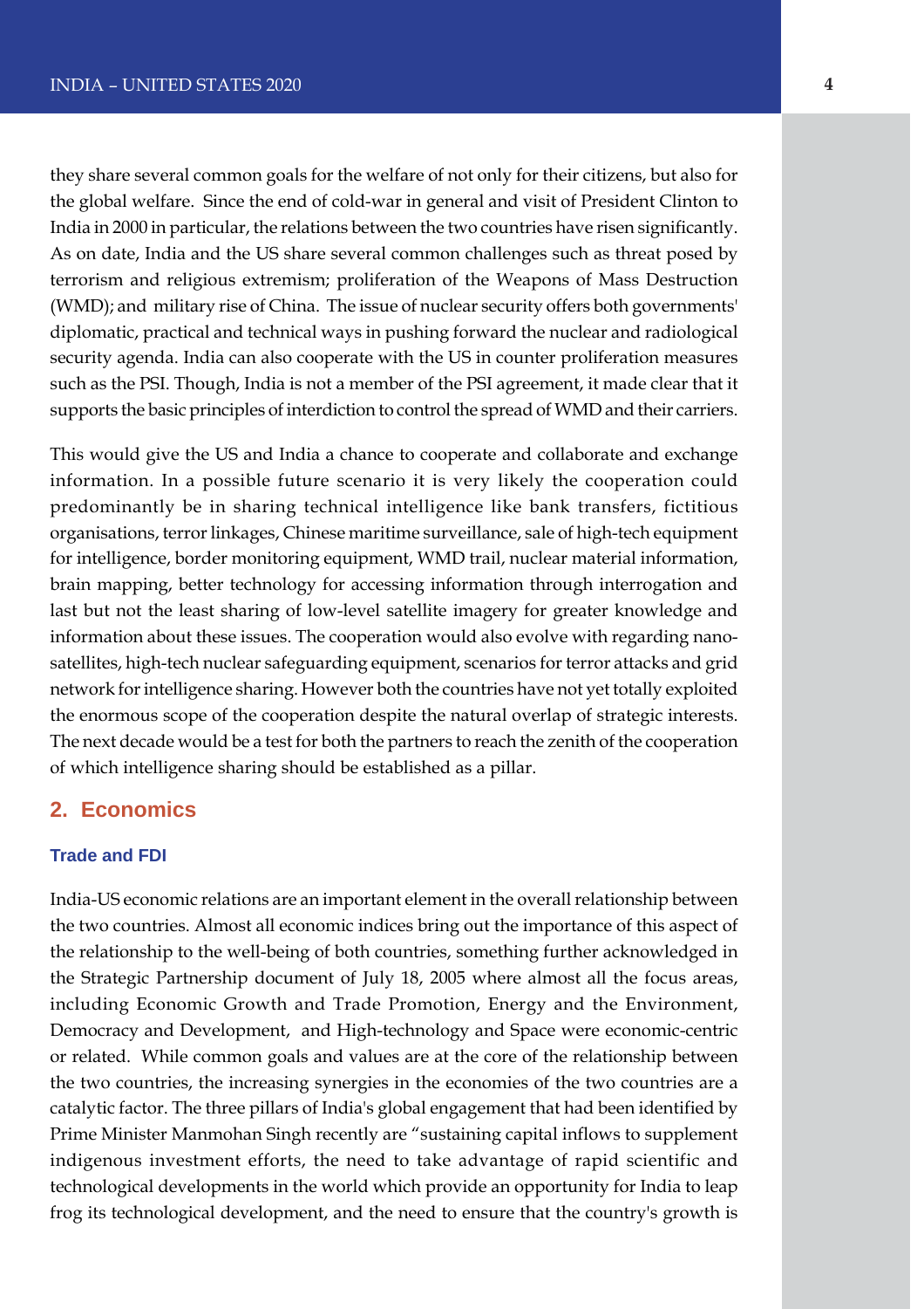they share several common goals for the welfare of not only for their citizens, but also for the global welfare. Since the end of cold-war in general and visit of President Clinton to India in 2000 in particular, the relations between the two countries have risen significantly. As on date, India and the US share several common challenges such as threat posed by terrorism and religious extremism; proliferation of the Weapons of Mass Destruction (WMD); and military rise of China. The issue of nuclear security offers both governments' diplomatic, practical and technical ways in pushing forward the nuclear and radiological security agenda. India can also cooperate with the US in counter proliferation measures such as the PSI. Though, India is not a member of the PSI agreement, it made clear that it supports the basic principles of interdiction to control the spread of WMD and their carriers.

This would give the US and India a chance to cooperate and collaborate and exchange information. In a possible future scenario it is very likely the cooperation could predominantly be in sharing technical intelligence like bank transfers, fictitious organisations, terror linkages, Chinese maritime surveillance, sale of high-tech equipment for intelligence, border monitoring equipment, WMD trail, nuclear material information, brain mapping, better technology for accessing information through interrogation and last but not the least sharing of low-level satellite imagery for greater knowledge and information about these issues. The cooperation would also evolve with regarding nano-satellites, high-tech nuclear safeguarding equipment, scenarios for terror attacks and grid network for intelligence sharing. However both the countries have not yet totally exploited the enormous scope of the cooperation despite the natural overlap of strategic interests. The next decade would be a test for both the partners to reach the zenith of the cooperation of which intelligence sharing should be established as a pillar.

## 2. Economics

### Trade and FDI

India-US economic relations are an important element in the overall relationship between the two countries. Almost all economic indices bring out the importance of this aspect of the relationship to the well-being of both countries, something further acknowledged in the Strategic Partnership document of July 18, 2005 where almost all the focus areas, including Economic Growth and Trade Promotion, Energy and the Environment, Democracy and Development, and High-technology and Space were economic-centric or related. While common goals and values are at the core of the relationship between the two countries, the increasing synergies in the economies of the two countries are a catalytic factor. The three pillars of India's global engagement that had been identified by Prime Minister Manmohan Singh recently are "sustaining capital inflows to supplement indigenous investment efforts, the need to take advantage of rapid scientific and technological developments in the world which provide an opportunity for India to leap frog its technological development, and the need to ensure that the country's growth is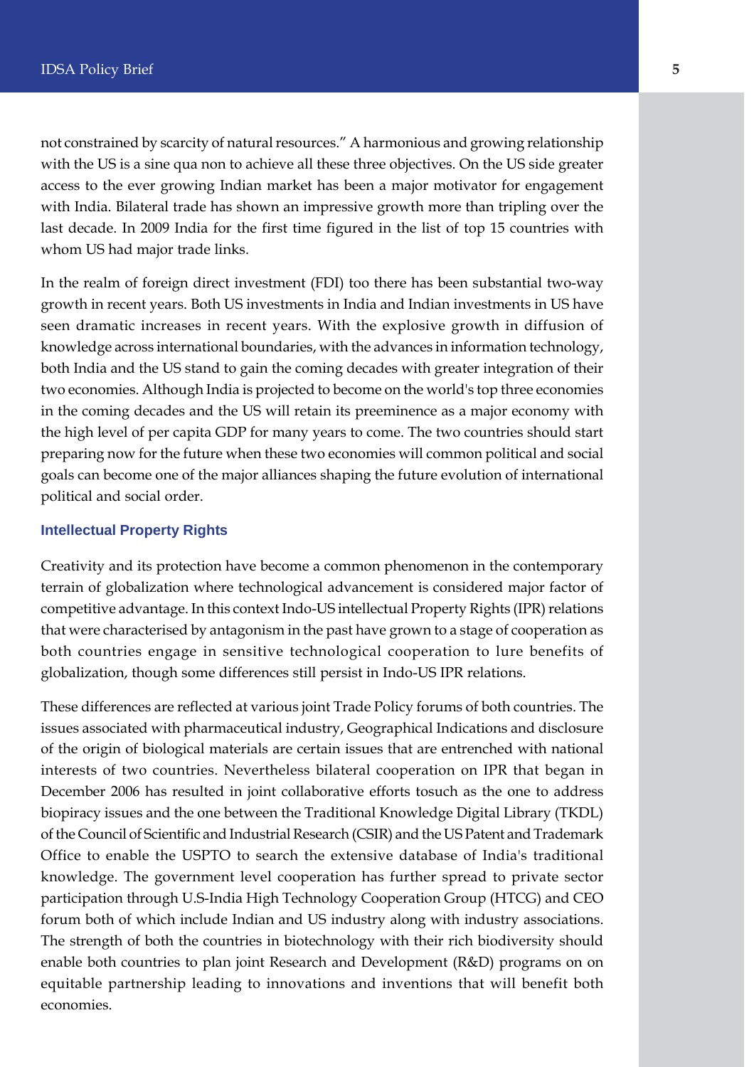not constrained by scarcity of natural resources." A harmonious and growing relationship with the US is a sine qua non to achieve all these three objectives. On the US side greater access to the ever growing Indian market has been a major motivator for engagement with India. Bilateral trade has shown an impressive growth more than tripling over the last decade. In 2009 India for the first time figured in the list of top 15 countries with whom US had major trade links.

In the realm of foreign direct investment (FDI) too there has been substantial two-way growth in recent years. Both US investments in India and Indian investments in US have seen dramatic increases in recent years. With the explosive growth in diffusion of knowledge across international boundaries, with the advances in information technology, both India and the US stand to gain the coming decades with greater integration of their two economies. Although India is projected to become on the world's top three economies in the coming decades and the US will retain its preeminence as a major economy with the high level of per capita GDP for many years to come. The two countries should start preparing now for the future when these two economies will common political and social goals can become one of the major alliances shaping the future evolution of international political and social order.

## Intellectual Property Rights

Creativity and its protection have become a common phenomenon in the contemporary terrain of globalization where technological advancement is considered major factor of competitive advantage. In this context Indo-US intellectual Property Rights (IPR) relations that were characterised by antagonism in the past have grown to a stage of cooperation as both countries engage in sensitive technological cooperation to lure benefits of globalization, though some differences still persist in Indo-US IPR relations.

These differences are reflected at various joint Trade Policy forums of both countries. The issues associated with pharmaceutical industry, Geographical Indications and disclosure of the origin of biological materials are certain issues that are entrenched with national interests of two countries. Nevertheless bilateral cooperation on IPR that began in December 2006 has resulted in joint collaborative efforts tosuch as the one to address biopiracy issues and the one between the Traditional Knowledge Digital Library (TKDL) of the Council of Scientific and Industrial Research (CSIR) and the US Patent and Trademark Office to enable the USPTO to search the extensive database of India's traditional knowledge. The government level cooperation has further spread to private sector participation through U.S-India High Technology Cooperation Group (HTCG) and CEO forum both of which include Indian and US industry along with industry associations. The strength of both the countries in biotechnology with their rich biodiversity should enable both countries to plan joint Research and Development (R&D) programs on on equitable partnership leading to innovations and inventions that will benefit both economies.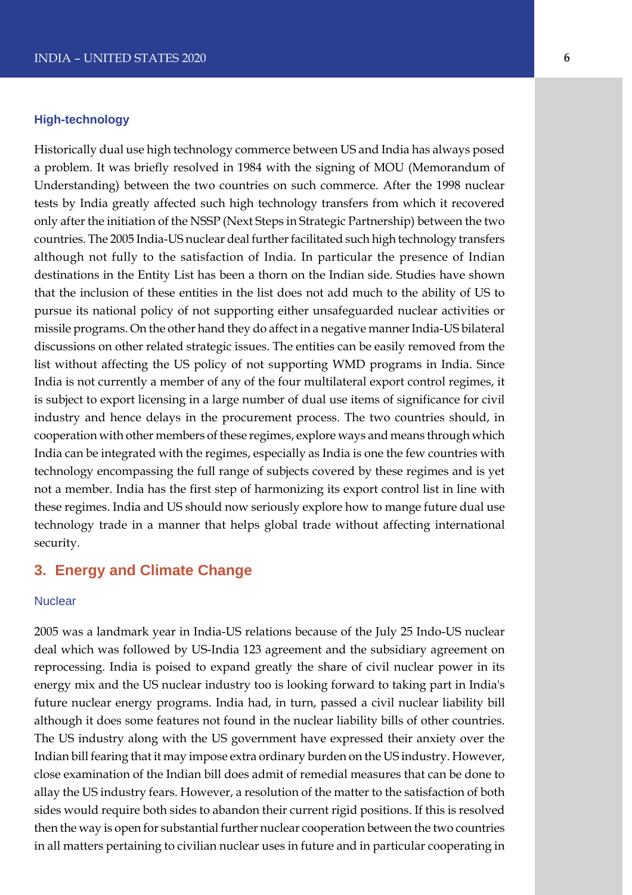### High-technology

Historically dual use high technology commerce between US and India has always posed a problem. It was briefly resolved in 1984 with the signing of MOU (Memorandum of Understanding) between the two countries on such commerce. After the 1998 nuclear tests by India greatly affected such high technology transfers from which it recovered only after the initiation of the NSSP (Next Steps in Strategic Partnership) between the two countries. The 2005 India-US nuclear deal further facilitated such high technology transfers although not fully to the satisfaction of India. In particular the presence of Indian destinations in the Entity List has been a thorn on the Indian side. Studies have shown that the inclusion of these entities in the list does not add much to the ability of US to pursue its national policy of not supporting either unsafeguarded nuclear activities or missile programs. On the other hand they do affect in a negative manner India-US bilateral discussions on other related strategic issues. The entities can be easily removed from the list without affecting the US policy of not supporting WMD programs in India. Since India is not currently a member of any of the four multilateral export control regimes, it is subject to export licensing in a large number of dual use items of significance for civil industry and hence delays in the procurement process. The two countries should, in cooperation with other members of these regimes, explore ways and means through which India can be integrated with the regimes, especially as India is one the few countries with technology encompassing the full range of subjects covered by these regimes and is yet not a member. India has the first step of harmonizing its export control list in line with these regimes. India and US should now seriously explore how to mange future dual use technology trade in a manner that helps global trade without affecting international security.

## 3. Energy and Climate Change

### Nuclear

2005 was a landmark year in India-US relations because of the July 25 Indo-US nuclear deal which was followed by US-India 123 agreement and the subsidiary agreement on reprocessing. India is poised to expand greatly the share of civil nuclear power in its energy mix and the US nuclear industry too is looking forward to taking part in India's future nuclear energy programs. India had, in turn, passed a civil nuclear liability bill although it does some features not found in the nuclear liability bills of other countries. The US industry along with the US government have expressed their anxiety over the Indian bill fearing that it may impose extra ordinary burden on the US industry. However, close examination of the Indian bill does admit of remedial measures that can be done to allay the US industry fears. However, a resolution of the matter to the satisfaction of both sides would require both sides to abandon their current rigid positions. If this is resolved then the way is open for substantial further nuclear cooperation between the two countries in all matters pertaining to civilian nuclear uses in future and in particular cooperating in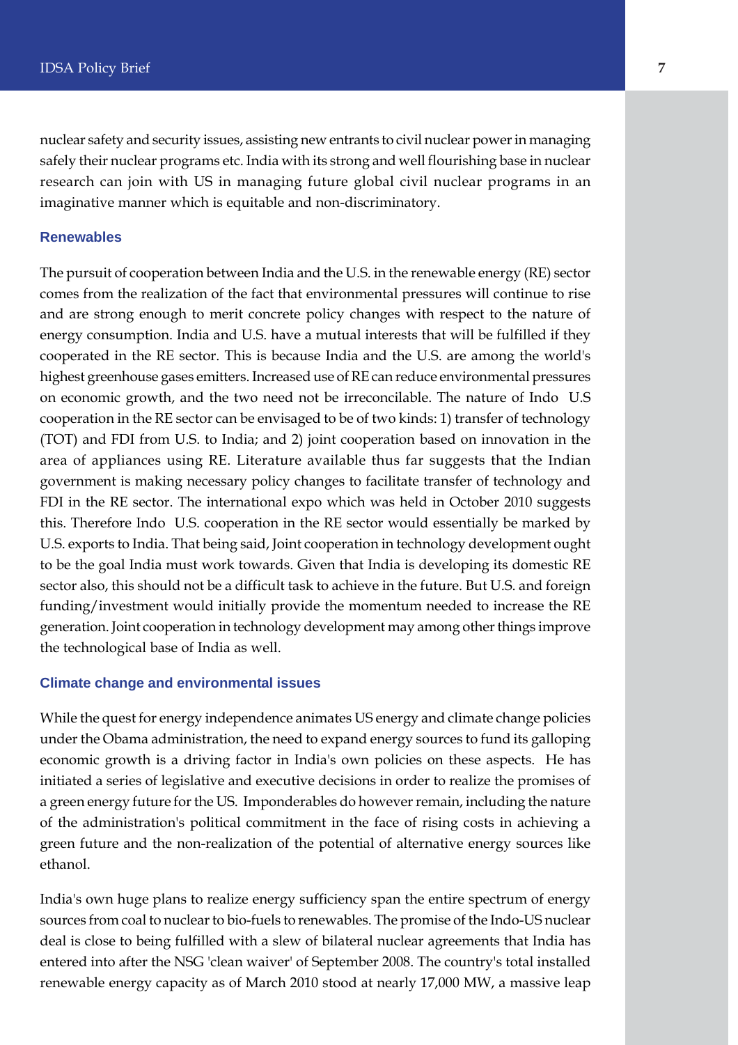nuclear safety and security issues, assisting new entrants to civil nuclear power in managing safely their nuclear programs etc. India with its strong and well flourishing base in nuclear research can join with US in managing future global civil nuclear programs in an imaginative manner which is equitable and non-discriminatory.

### Renewables

The pursuit of cooperation between India and the U.S. in the renewable energy (RE) sector comes from the realization of the fact that environmental pressures will continue to rise and are strong enough to merit concrete policy changes with respect to the nature of energy consumption. India and U.S. have a mutual interests that will be fulfilled if they cooperated in the RE sector. This is because India and the U.S. are among the world's highest greenhouse gases emitters. Increased use of RE can reduce environmental pressures on economic growth, and the two need not be irreconcilable. The nature of Indo U.S cooperation in the RE sector can be envisaged to be of two kinds: 1) transfer of technology (TOT) and FDI from U.S. to India; and 2) joint cooperation based on innovation in the area of appliances using RE. Literature available thus far suggests that the Indian government is making necessary policy changes to facilitate transfer of technology and FDI in the RE sector. The international expo which was held in October 2010 suggests this. Therefore Indo U.S. cooperation in the RE sector would essentially be marked by U.S. exports to India. That being said, Joint cooperation in technology development ought to be the goal India must work towards. Given that India is developing its domestic RE sector also, this should not be a difficult task to achieve in the future. But U.S. and foreign funding/investment would initially provide the momentum needed to increase the RE generation. Joint cooperation in technology development may among other things improve the technological base of India as well.

### Climate change and environmental issues

While the quest for energy independence animates US energy and climate change policies under the Obama administration, the need to expand energy sources to fund its galloping economic growth is a driving factor in India's own policies on these aspects. He has initiated a series of legislative and executive decisions in order to realize the promises of a green energy future for the US. Imponderables do however remain, including the nature of the administration's political commitment in the face of rising costs in achieving a green future and the non-realization of the potential of alternative energy sources like ethanol.

India's own huge plans to realize energy sufficiency span the entire spectrum of energy sources from coal to nuclear to bio-fuels to renewables. The promise of the Indo-US nuclear deal is close to being fulfilled with a slew of bilateral nuclear agreements that India has entered into after the NSG 'clean waiver' of September 2008. The country's total installed renewable energy capacity as of March 2010 stood at nearly 17,000 MW, a massive leap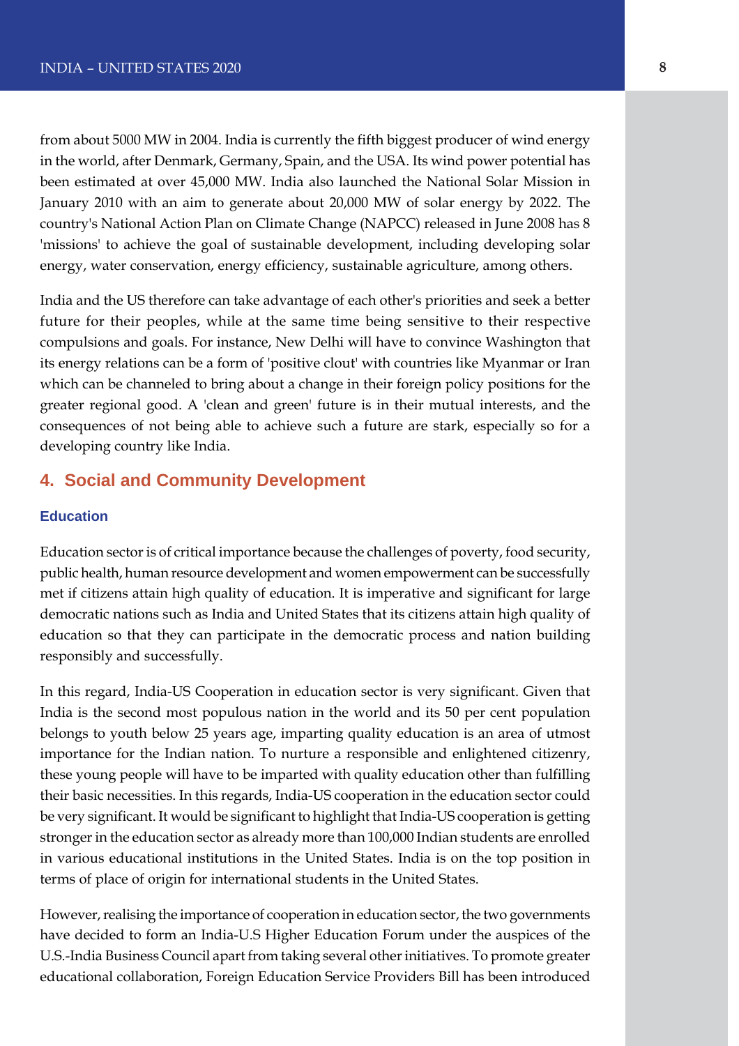from about 5000 MW in 2004. India is currently the fifth biggest producer of wind energy in the world, after Denmark, Germany, Spain, and the USA. Its wind power potential has been estimated at over 45,000 MW. India also launched the National Solar Mission in January 2010 with an aim to generate about 20,000 MW of solar energy by 2022. The country's National Action Plan on Climate Change (NAPCC) released in June 2008 has 8 'missions' to achieve the goal of sustainable development, including developing solar energy, water conservation, energy efficiency, sustainable agriculture, among others.

India and the US therefore can take advantage of each other's priorities and seek a better future for their peoples, while at the same time being sensitive to their respective compulsions and goals. For instance, New Delhi will have to convince Washington that its energy relations can be a form of 'positive clout' with countries like Myanmar or Iran which can be channeled to bring about a change in their foreign policy positions for the greater regional good. A 'clean and green' future is in their mutual interests, and the consequences of not being able to achieve such a future are stark, especially so for a developing country like India.

## 4. Social and Community Development

### Education

Education sector is of critical importance because the challenges of poverty, food security, public health, human resource development and women empowerment can be successfully met if citizens attain high quality of education. It is imperative and significant for large democratic nations such as India and United States that its citizens attain high quality of education so that they can participate in the democratic process and nation building responsibly and successfully.

In this regard, India-US Cooperation in education sector is very significant. Given that India is the second most populous nation in the world and its 50 per cent population belongs to youth below 25 years age, imparting quality education is an area of utmost importance for the Indian nation. To nurture a responsible and enlightened citizenry, these young people will have to be imparted with quality education other than fulfilling their basic necessities. In this regards, India-US cooperation in the education sector could be very significant. It would be significant to highlight that India-US cooperation is getting stronger in the education sector as already more than 100,000 Indian students are enrolled in various educational institutions in the United States. India is on the top position in terms of place of origin for international students in the United States.

However, realising the importance of cooperation in education sector, the two governments have decided to form an India-U.S Higher Education Forum under the auspices of the U.S.-India Business Council apart from taking several other initiatives. To promote greater educational collaboration, Foreign Education Service Providers Bill has been introduced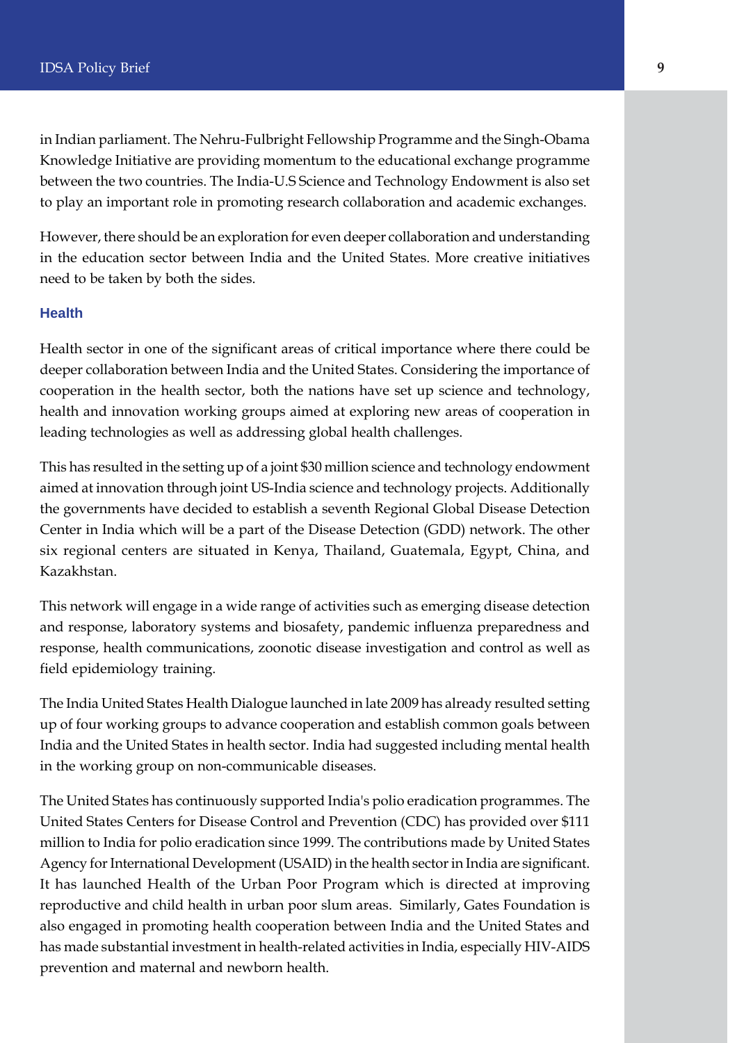in Indian parliament. The Nehru-Fulbright Fellowship Programme and the Singh-Obama Knowledge Initiative are providing momentum to the educational exchange programme between the two countries. The India-U.S Science and Technology Endowment is also set to play an important role in promoting research collaboration and academic exchanges.

However, there should be an exploration for even deeper collaboration and understanding in the education sector between India and the United States. More creative initiatives need to be taken by both the sides.

### Health

Health sector in one of the significant areas of critical importance where there could be deeper collaboration between India and the United States. Considering the importance of cooperation in the health sector, both the nations have set up science and technology, health and innovation working groups aimed at exploring new areas of cooperation in leading technologies as well as addressing global health challenges.

This has resulted in the setting up of a joint $30 million science and technology endowment aimed at innovation through joint US-India science and technology projects. Additionally the governments have decided to establish a seventh Regional Global Disease Detection Center in India which will be a part of the Disease Detection (GDD) network. The other six regional centers are situated in Kenya, Thailand, Guatemala, Egypt, China, and Kazakhstan.

This network will engage in a wide range of activities such as emerging disease detection and response, laboratory systems and biosafety, pandemic influenza preparedness and response, health communications, zoonotic disease investigation and control as well as field epidemiology training.

The India United States Health Dialogue launched in late 2009 has already resulted setting up of four working groups to advance cooperation and establish common goals between India and the United States in health sector. India had suggested including mental health in the working group on non-communicable diseases.

The United States has continuously supported India's polio eradication programmes. The United States Centers for Disease Control and Prevention (CDC) has provided over $111 million to India for polio eradication since 1999. The contributions made by United States Agency for International Development (USAID) in the health sector in India are significant. It has launched Health of the Urban Poor Program which is directed at improving reproductive and child health in urban poor slum areas. Similarly, Gates Foundation is also engaged in promoting health cooperation between India and the United States and has made substantial investment in health-related activities in India, especially HIV-AIDS prevention and maternal and newborn health.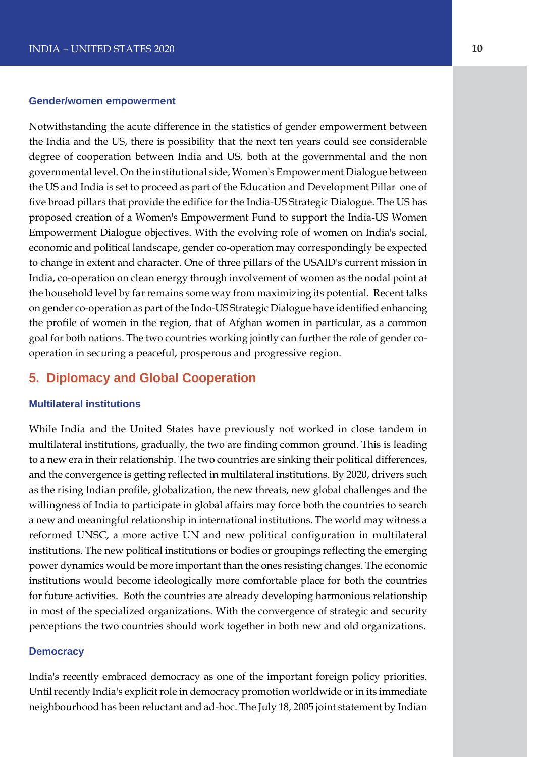### Gender/women empowerment

Notwithstanding the acute difference in the statistics of gender empowerment between the India and the US, there is possibility that the next ten years could see considerable degree of cooperation between India and US, both at the governmental and the non governmental level. On the institutional side, Women's Empowerment Dialogue between the US and India is set to proceed as part of the Education and Development Pillar one of five broad pillars that provide the edifice for the India-US Strategic Dialogue. The US has proposed creation of a Women's Empowerment Fund to support the India-US Women Empowerment Dialogue objectives. With the evolving role of women on India's social, economic and political landscape, gender co-operation may correspondingly be expected to change in extent and character. One of three pillars of the USAID's current mission in India, co-operation on clean energy through involvement of women as the nodal point at the household level by far remains some way from maximizing its potential. Recent talks on gender co-operation as part of the Indo-US Strategic Dialogue have identified enhancing the profile of women in the region, that of Afghan women in particular, as a common goal for both nations. The two countries working jointly can further the role of gender co-operation in securing a peaceful, prosperous and progressive region.

## 5. Diplomacy and Global Cooperation

### Multilateral institutions

While India and the United States have previously not worked in close tandem in multilateral institutions, gradually, the two are finding common ground. This is leading to a new era in their relationship. The two countries are sinking their political differences, and the convergence is getting reflected in multilateral institutions. By 2020, drivers such as the rising Indian profile, globalization, the new threats, new global challenges and the willingness of India to participate in global affairs may force both the countries to search a new and meaningful relationship in international institutions. The world may witness a reformed UNSC, a more active UN and new political configuration in multilateral institutions. The new political institutions or bodies or groupings reflecting the emerging power dynamics would be more important than the ones resisting changes. The economic institutions would become ideologically more comfortable place for both the countries for future activities. Both the countries are already developing harmonious relationship in most of the specialized organizations. With the convergence of strategic and security perceptions the two countries should work together in both new and old organizations.

### Democracy

India's recently embraced democracy as one of the important foreign policy priorities. Until recently India's explicit role in democracy promotion worldwide or in its immediate neighbourhood has been reluctant and ad-hoc. The July 18, 2005 joint statement by Indian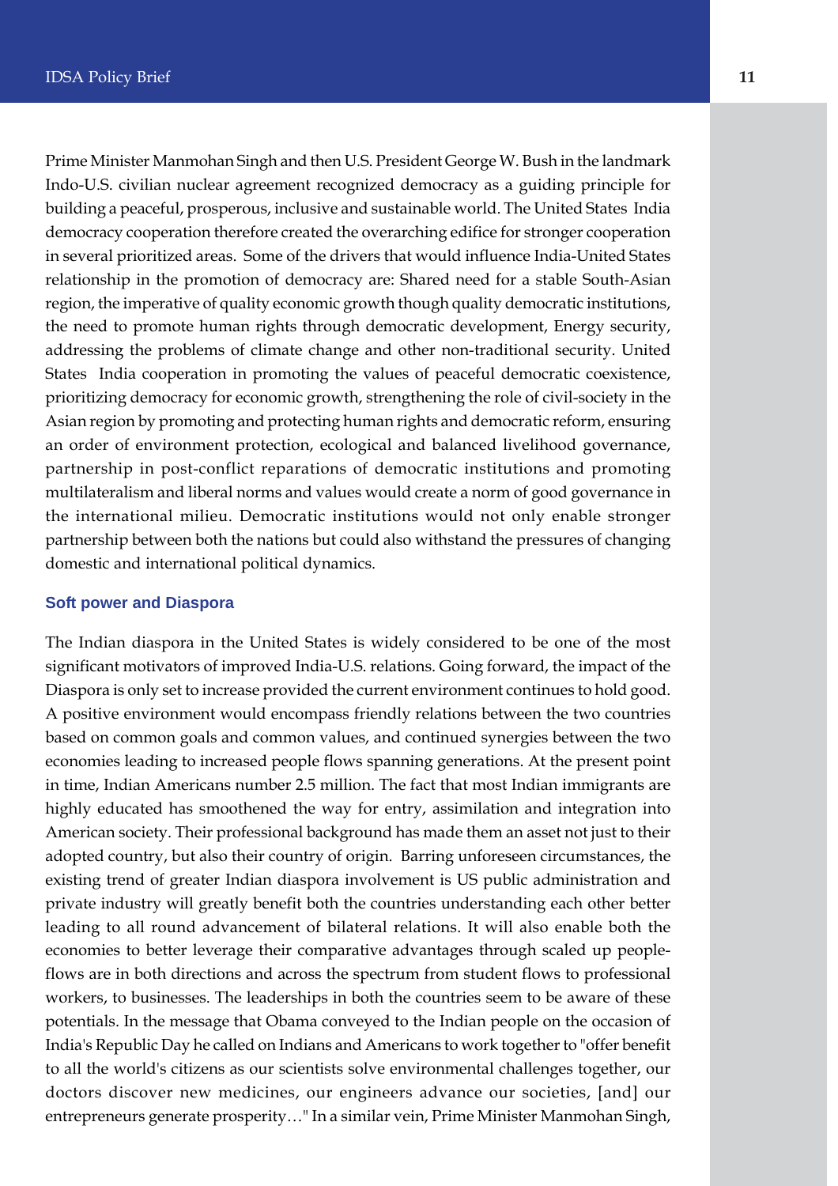Prime Minister Manmohan Singh and then U.S. President George W. Bush in the landmark Indo-U.S. civilian nuclear agreement recognized democracy as a guiding principle for building a peaceful, prosperous, inclusive and sustainable world. The United States India democracy cooperation therefore created the overarching edifice for stronger cooperation in several prioritized areas. Some of the drivers that would influence India-United States relationship in the promotion of democracy are: Shared need for a stable South-Asian region, the imperative of quality economic growth though quality democratic institutions, the need to promote human rights through democratic development, Energy security, addressing the problems of climate change and other non-traditional security. United States India cooperation in promoting the values of peaceful democratic coexistence, prioritizing democracy for economic growth, strengthening the role of civil-society in the Asian region by promoting and protecting human rights and democratic reform, ensuring an order of environment protection, ecological and balanced livelihood governance, partnership in post-conflict reparations of democratic institutions and promoting multilateralism and liberal norms and values would create a norm of good governance in the international milieu. Democratic institutions would not only enable stronger partnership between both the nations but could also withstand the pressures of changing domestic and international political dynamics.

## Soft power and Diaspora

The Indian diaspora in the United States is widely considered to be one of the most significant motivators of improved India-U.S. relations. Going forward, the impact of the Diaspora is only set to increase provided the current environment continues to hold good. A positive environment would encompass friendly relations between the two countries based on common goals and common values, and continued synergies between the two economies leading to increased people flows spanning generations. At the present point in time, Indian Americans number 2.5 million. The fact that most Indian immigrants are highly educated has smoothened the way for entry, assimilation and integration into American society. Their professional background has made them an asset not just to their adopted country, but also their country of origin. Barring unforeseen circumstances, the existing trend of greater Indian diaspora involvement is US public administration and private industry will greatly benefit both the countries understanding each other better leading to all round advancement of bilateral relations. It will also enable both the economies to better leverage their comparative advantages through scaled up people-flows are in both directions and across the spectrum from student flows to professional workers, to businesses. The leaderships in both the countries seem to be aware of these potentials. In the message that Obama conveyed to the Indian people on the occasion of India's Republic Day he called on Indians and Americans to work together to "offer benefit to all the world's citizens as our scientists solve environmental challenges together, our doctors discover new medicines, our engineers advance our societies, [and] our entrepreneurs generate prosperity…" In a similar vein, Prime Minister Manmohan Singh,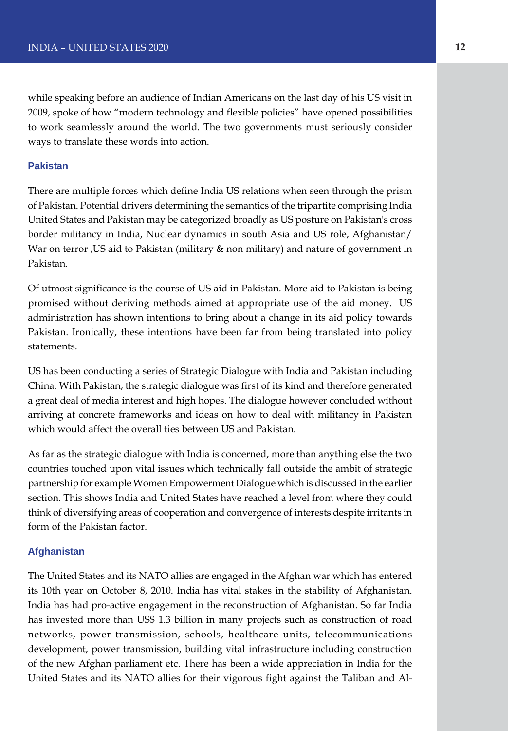while speaking before an audience of Indian Americans on the last day of his US visit in 2009, spoke of how "modern technology and flexible policies" have opened possibilities to work seamlessly around the world. The two governments must seriously consider ways to translate these words into action.

### Pakistan

There are multiple forces which define India US relations when seen through the prism of Pakistan. Potential drivers determining the semantics of the tripartite comprising India United States and Pakistan may be categorized broadly as US posture on Pakistan's cross border militancy in India, Nuclear dynamics in south Asia and US role, Afghanistan/ War on terror ,US aid to Pakistan (military & non military) and nature of government in Pakistan.

Of utmost significance is the course of US aid in Pakistan. More aid to Pakistan is being promised without deriving methods aimed at appropriate use of the aid money. US administration has shown intentions to bring about a change in its aid policy towards Pakistan. Ironically, these intentions have been far from being translated into policy statements.

US has been conducting a series of Strategic Dialogue with India and Pakistan including China. With Pakistan, the strategic dialogue was first of its kind and therefore generated a great deal of media interest and high hopes. The dialogue however concluded without arriving at concrete frameworks and ideas on how to deal with militancy in Pakistan which would affect the overall ties between US and Pakistan.

As far as the strategic dialogue with India is concerned, more than anything else the two countries touched upon vital issues which technically fall outside the ambit of strategic partnership for example Women Empowerment Dialogue which is discussed in the earlier section. This shows India and United States have reached a level from where they could think of diversifying areas of cooperation and convergence of interests despite irritants in form of the Pakistan factor.

### Afghanistan

The United States and its NATO allies are engaged in the Afghan war which has entered its 10th year on October 8, 2010. India has vital stakes in the stability of Afghanistan. India has had pro-active engagement in the reconstruction of Afghanistan. So far India has invested more than US$ 1.3 billion in many projects such as construction of road networks, power transmission, schools, healthcare units, telecommunications development, power transmission, building vital infrastructure including construction of the new Afghan parliament etc. There has been a wide appreciation in India for the United States and its NATO allies for their vigorous fight against the Taliban and Al-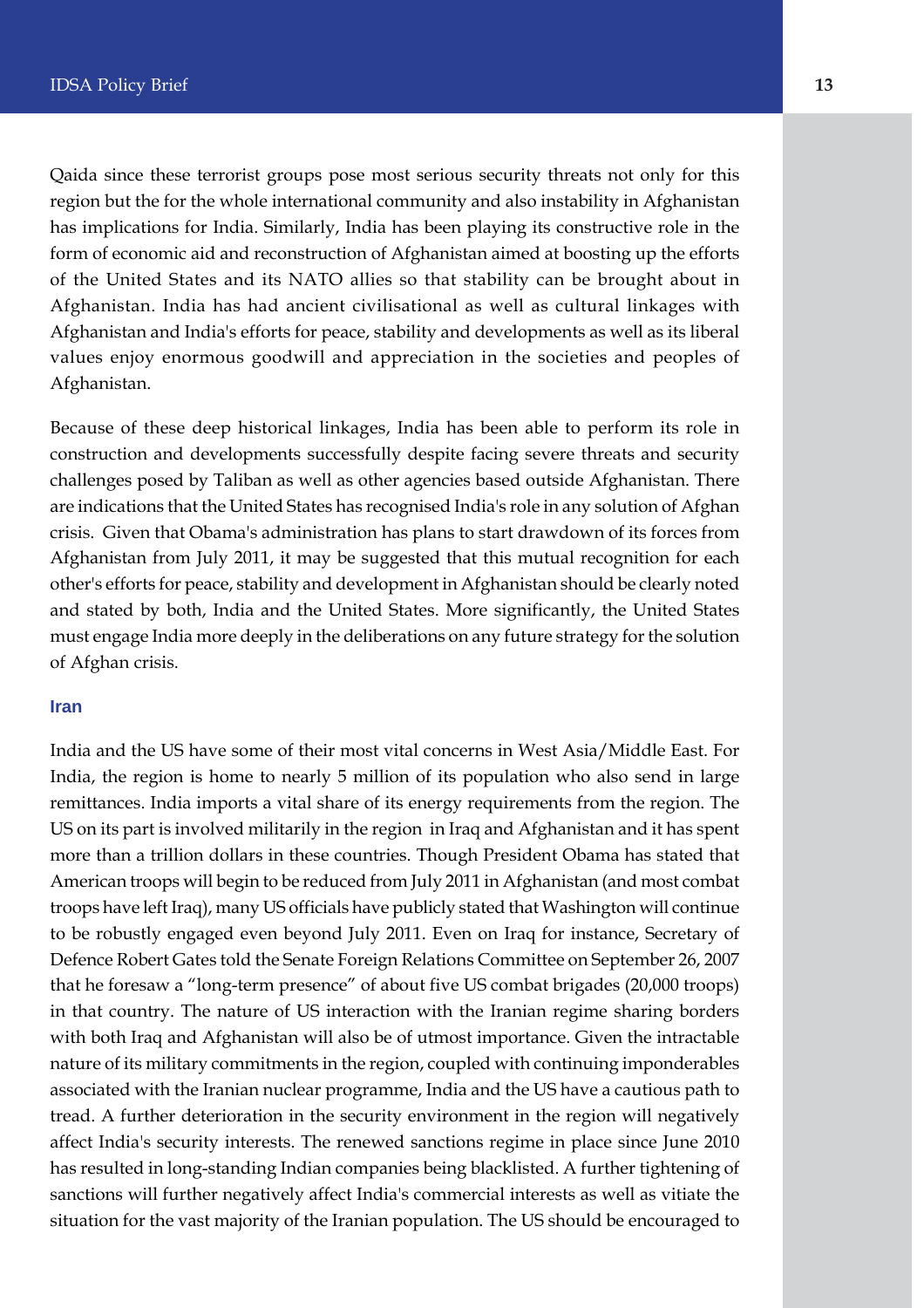Qaida since these terrorist groups pose most serious security threats not only for this region but the for the whole international community and also instability in Afghanistan has implications for India. Similarly, India has been playing its constructive role in the form of economic aid and reconstruction of Afghanistan aimed at boosting up the efforts of the United States and its NATO allies so that stability can be brought about in Afghanistan. India has had ancient civilisational as well as cultural linkages with Afghanistan and India's efforts for peace, stability and developments as well as its liberal values enjoy enormous goodwill and appreciation in the societies and peoples of Afghanistan.

Because of these deep historical linkages, India has been able to perform its role in construction and developments successfully despite facing severe threats and security challenges posed by Taliban as well as other agencies based outside Afghanistan. There are indications that the United States has recognised India's role in any solution of Afghan crisis. Given that Obama's administration has plans to start drawdown of its forces from Afghanistan from July 2011, it may be suggested that this mutual recognition for each other's efforts for peace, stability and development in Afghanistan should be clearly noted and stated by both, India and the United States. More significantly, the United States must engage India more deeply in the deliberations on any future strategy for the solution of Afghan crisis.

### Iran

India and the US have some of their most vital concerns in West Asia/Middle East. For India, the region is home to nearly 5 million of its population who also send in large remittances. India imports a vital share of its energy requirements from the region. The US on its part is involved militarily in the region in Iraq and Afghanistan and it has spent more than a trillion dollars in these countries. Though President Obama has stated that American troops will begin to be reduced from July 2011 in Afghanistan (and most combat troops have left Iraq), many US officials have publicly stated that Washington will continue to be robustly engaged even beyond July 2011. Even on Iraq for instance, Secretary of Defence Robert Gates told the Senate Foreign Relations Committee on September 26, 2007 that he foresaw a "long-term presence" of about five US combat brigades (20,000 troops) in that country. The nature of US interaction with the Iranian regime sharing borders with both Iraq and Afghanistan will also be of utmost importance. Given the intractable nature of its military commitments in the region, coupled with continuing imponderables associated with the Iranian nuclear programme, India and the US have a cautious path to tread. A further deterioration in the security environment in the region will negatively affect India's security interests. The renewed sanctions regime in place since June 2010 has resulted in long-standing Indian companies being blacklisted. A further tightening of sanctions will further negatively affect India's commercial interests as well as vitiate the situation for the vast majority of the Iranian population. The US should be encouraged to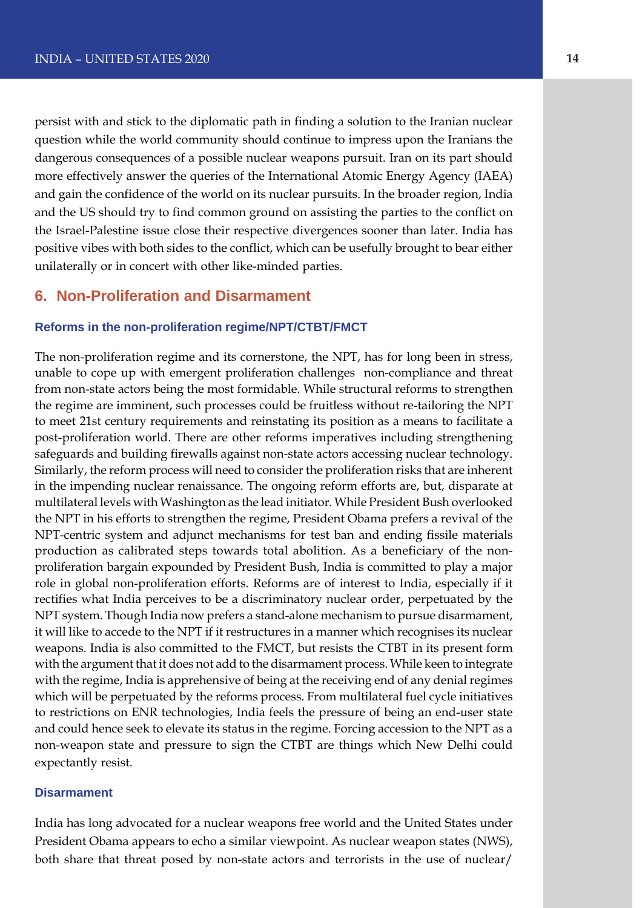persist with and stick to the diplomatic path in finding a solution to the Iranian nuclear question while the world community should continue to impress upon the Iranians the dangerous consequences of a possible nuclear weapons pursuit. Iran on its part should more effectively answer the queries of the International Atomic Energy Agency (IAEA) and gain the confidence of the world on its nuclear pursuits. In the broader region, India and the US should try to find common ground on assisting the parties to the conflict on the Israel-Palestine issue close their respective divergences sooner than later. India has positive vibes with both sides to the conflict, which can be usefully brought to bear either unilaterally or in concert with other like-minded parties.

## 6. Non-Proliferation and Disarmament

### Reforms in the non-proliferation regime/NPT/CTBT/FMCT

The non-proliferation regime and its cornerstone, the NPT, has for long been in stress, unable to cope up with emergent proliferation challenges non-compliance and threat from non-state actors being the most formidable. While structural reforms to strengthen the regime are imminent, such processes could be fruitless without re-tailoring the NPT to meet 21st century requirements and reinstating its position as a means to facilitate a post-proliferation world. There are other reforms imperatives including strengthening safeguards and building firewalls against non-state actors accessing nuclear technology. Similarly, the reform process will need to consider the proliferation risks that are inherent in the impending nuclear renaissance. The ongoing reform efforts are, but, disparate at multilateral levels with Washington as the lead initiator. While President Bush overlooked the NPT in his efforts to strengthen the regime, President Obama prefers a revival of the NPT-centric system and adjunct mechanisms for test ban and ending fissile materials production as calibrated steps towards total abolition. As a beneficiary of the non-proliferation bargain expounded by President Bush, India is committed to play a major role in global non-proliferation efforts. Reforms are of interest to India, especially if it rectifies what India perceives to be a discriminatory nuclear order, perpetuated by the NPT system. Though India now prefers a stand-alone mechanism to pursue disarmament, it will like to accede to the NPT if it restructures in a manner which recognises its nuclear weapons. India is also committed to the FMCT, but resists the CTBT in its present form with the argument that it does not add to the disarmament process. While keen to integrate with the regime, India is apprehensive of being at the receiving end of any denial regimes which will be perpetuated by the reforms process. From multilateral fuel cycle initiatives to restrictions on ENR technologies, India feels the pressure of being an end-user state and could hence seek to elevate its status in the regime. Forcing accession to the NPT as a non-weapon state and pressure to sign the CTBT are things which New Delhi could expectantly resist.

### Disarmament

India has long advocated for a nuclear weapons free world and the United States under President Obama appears to echo a similar viewpoint. As nuclear weapon states (NWS), both share that threat posed by non-state actors and terrorists in the use of nuclear/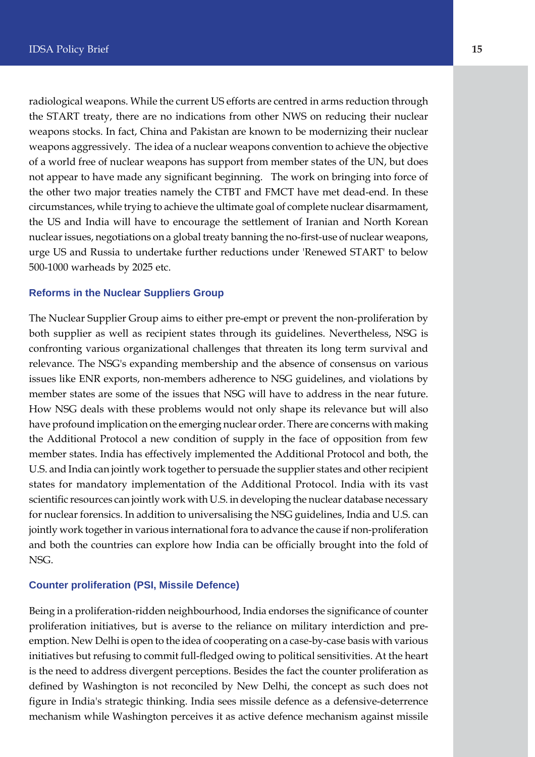radiological weapons. While the current US efforts are centred in arms reduction through the START treaty, there are no indications from other NWS on reducing their nuclear weapons stocks. In fact, China and Pakistan are known to be modernizing their nuclear weapons aggressively. The idea of a nuclear weapons convention to achieve the objective of a world free of nuclear weapons has support from member states of the UN, but does not appear to have made any significant beginning. The work on bringing into force of the other two major treaties namely the CTBT and FMCT have met dead-end. In these circumstances, while trying to achieve the ultimate goal of complete nuclear disarmament, the US and India will have to encourage the settlement of Iranian and North Korean nuclear issues, negotiations on a global treaty banning the no-first-use of nuclear weapons, urge US and Russia to undertake further reductions under 'Renewed START' to below 500-1000 warheads by 2025 etc.

### Reforms in the Nuclear Suppliers Group

The Nuclear Supplier Group aims to either pre-empt or prevent the non-proliferation by both supplier as well as recipient states through its guidelines. Nevertheless, NSG is confronting various organizational challenges that threaten its long term survival and relevance. The NSG's expanding membership and the absence of consensus on various issues like ENR exports, non-members adherence to NSG guidelines, and violations by member states are some of the issues that NSG will have to address in the near future. How NSG deals with these problems would not only shape its relevance but will also have profound implication on the emerging nuclear order. There are concerns with making the Additional Protocol a new condition of supply in the face of opposition from few member states. India has effectively implemented the Additional Protocol and both, the U.S. and India can jointly work together to persuade the supplier states and other recipient states for mandatory implementation of the Additional Protocol. India with its vast scientific resources can jointly work with U.S. in developing the nuclear database necessary for nuclear forensics. In addition to universalising the NSG guidelines, India and U.S. can jointly work together in various international fora to advance the cause if non-proliferation and both the countries can explore how India can be officially brought into the fold of NSG.

### Counter proliferation (PSI, Missile Defence)

Being in a proliferation-ridden neighbourhood, India endorses the significance of counter proliferation initiatives, but is averse to the reliance on military interdiction and pre-emption. New Delhi is open to the idea of cooperating on a case-by-case basis with various initiatives but refusing to commit full-fledged owing to political sensitivities. At the heart is the need to address divergent perceptions. Besides the fact the counter proliferation as defined by Washington is not reconciled by New Delhi, the concept as such does not figure in India's strategic thinking. India sees missile defence as a defensive-deterrence mechanism while Washington perceives it as active defence mechanism against missile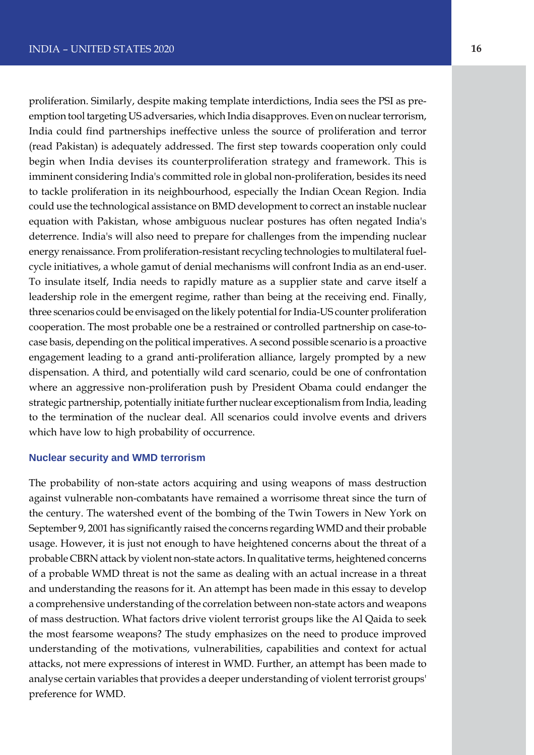proliferation. Similarly, despite making template interdictions, India sees the PSI as pre-emption tool targeting US adversaries, which India disapproves. Even on nuclear terrorism, India could find partnerships ineffective unless the source of proliferation and terror (read Pakistan) is adequately addressed. The first step towards cooperation only could begin when India devises its counterproliferation strategy and framework. This is imminent considering India's committed role in global non-proliferation, besides its need to tackle proliferation in its neighbourhood, especially the Indian Ocean Region. India could use the technological assistance on BMD development to correct an instable nuclear equation with Pakistan, whose ambiguous nuclear postures has often negated India's deterrence. India's will also need to prepare for challenges from the impending nuclear energy renaissance. From proliferation-resistant recycling technologies to multilateral fuel-cycle initiatives, a whole gamut of denial mechanisms will confront India as an end-user. To insulate itself, India needs to rapidly mature as a supplier state and carve itself a leadership role in the emergent regime, rather than being at the receiving end. Finally, three scenarios could be envisaged on the likely potential for India-US counter proliferation cooperation. The most probable one be a restrained or controlled partnership on case-to-case basis, depending on the political imperatives. A second possible scenario is a proactive engagement leading to a grand anti-proliferation alliance, largely prompted by a new dispensation. A third, and potentially wild card scenario, could be one of confrontation where an aggressive non-proliferation push by President Obama could endanger the strategic partnership, potentially initiate further nuclear exceptionalism from India, leading to the termination of the nuclear deal. All scenarios could involve events and drivers which have low to high probability of occurrence.

### Nuclear security and WMD terrorism

The probability of non-state actors acquiring and using weapons of mass destruction against vulnerable non-combatants have remained a worrisome threat since the turn of the century. The watershed event of the bombing of the Twin Towers in New York on September 9, 2001 has significantly raised the concerns regarding WMD and their probable usage. However, it is just not enough to have heightened concerns about the threat of a probable CBRN attack by violent non-state actors. In qualitative terms, heightened concerns of a probable WMD threat is not the same as dealing with an actual increase in a threat and understanding the reasons for it. An attempt has been made in this essay to develop a comprehensive understanding of the correlation between non-state actors and weapons of mass destruction. What factors drive violent terrorist groups like the Al Qaida to seek the most fearsome weapons? The study emphasizes on the need to produce improved understanding of the motivations, vulnerabilities, capabilities and context for actual attacks, not mere expressions of interest in WMD. Further, an attempt has been made to analyse certain variables that provides a deeper understanding of violent terrorist groups' preference for WMD.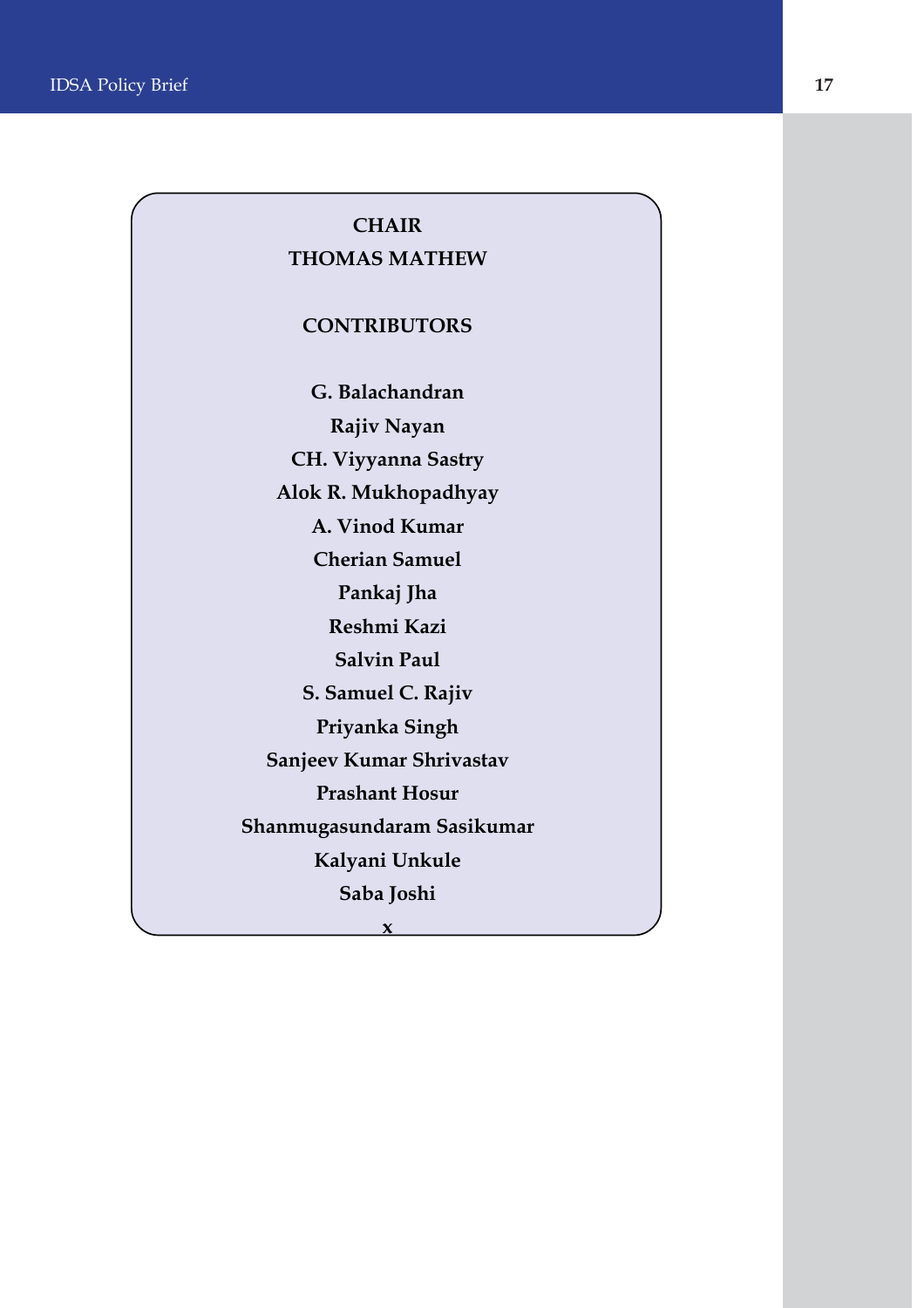**CHAIR**

**THOMAS MATHEW**

**CONTRIBUTORS**

**G. Balachandran**

**Rajiv Nayan**

**CH. Viyyanna Sastry**

**Alok R. Mukhopadhyay**

**A. Vinod Kumar**

**Cherian Samuel**

**Pankaj Jha**

**Reshmi Kazi**

**Salvin Paul**

**S. Samuel C. Rajiv**

**Priyanka Singh**

**Sanjeev Kumar Shrivastav**

**Prashant Hosur**

**Shanmugasundaram Sasikumar**

**Kalyani Unkule**

**Saba Joshi**

**x**